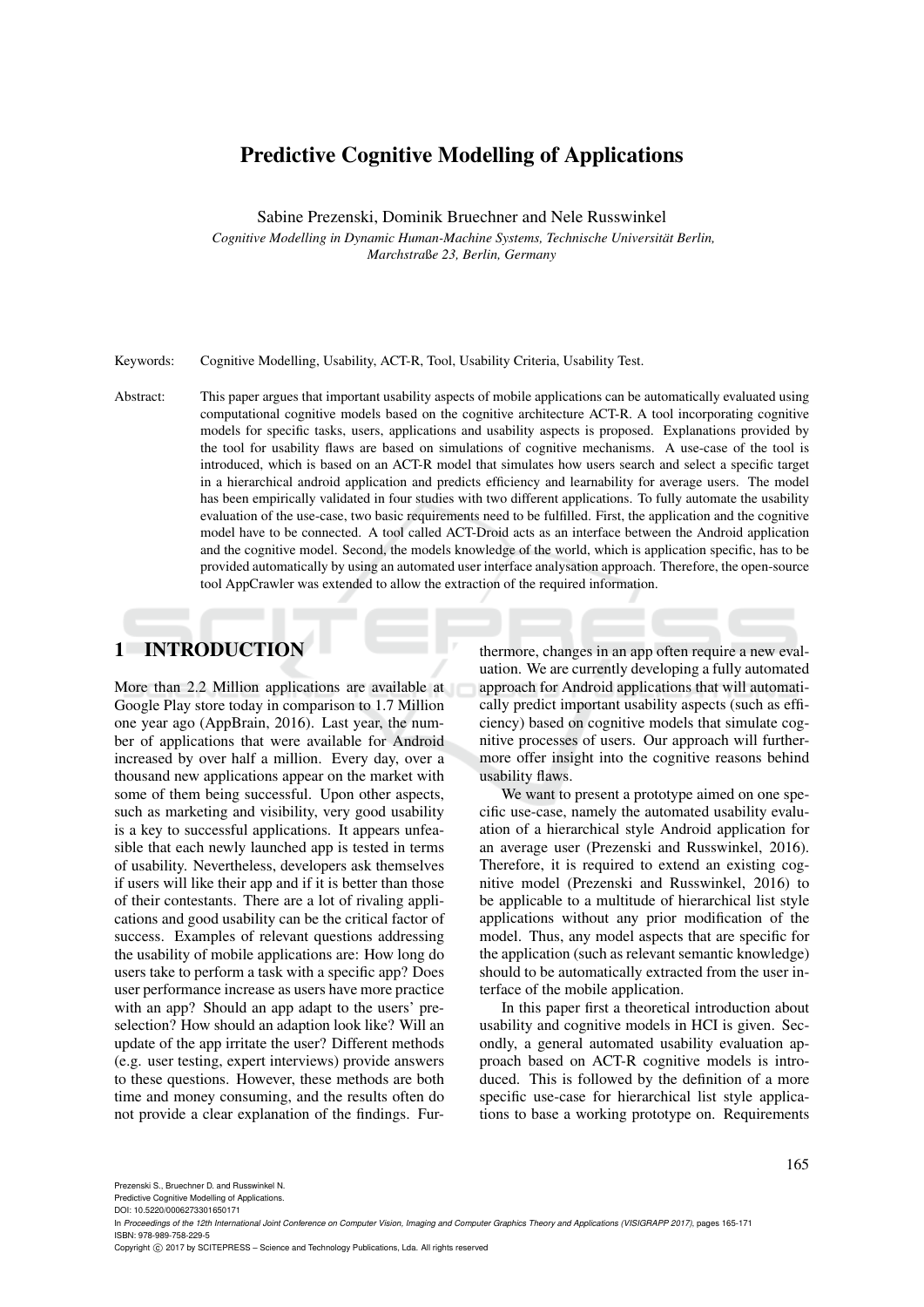# Predictive Cognitive Modelling of Applications

Sabine Prezenski, Dominik Bruechner and Nele Russwinkel

*Cognitive Modelling in Dynamic Human-Machine Systems, Technische Universität Berlin, Marchstraße 23, Berlin, Germany*

Keywords: Cognitive Modelling, Usability, ACT-R, Tool, Usability Criteria, Usability Test.

Abstract: This paper argues that important usability aspects of mobile applications can be automatically evaluated using computational cognitive models based on the cognitive architecture ACT-R. A tool incorporating cognitive models for specific tasks, users, applications and usability aspects is proposed. Explanations provided by the tool for usability flaws are based on simulations of cognitive mechanisms. A use-case of the tool is introduced, which is based on an ACT-R model that simulates how users search and select a specific target in a hierarchical android application and predicts efficiency and learnability for average users. The model has been empirically validated in four studies with two different applications. To fully automate the usability evaluation of the use-case, two basic requirements need to be fulfilled. First, the application and the cognitive model have to be connected. A tool called ACT-Droid acts as an interface between the Android application and the cognitive model. Second, the models knowledge of the world, which is application specific, has to be provided automatically by using an automated user interface analysation approach. Therefore, the open-source tool AppCrawler was extended to allow the extraction of the required information.

## 1 INTRODUCTION

More than 2.2 Million applications are available at Google Play store today in comparison to 1.7 Million one year ago (AppBrain, 2016). Last year, the number of applications that were available for Android increased by over half a million. Every day, over a thousand new applications appear on the market with some of them being successful. Upon other aspects, such as marketing and visibility, very good usability is a key to successful applications. It appears unfeasible that each newly launched app is tested in terms of usability. Nevertheless, developers ask themselves if users will like their app and if it is better than those of their contestants. There are a lot of rivaling applications and good usability can be the critical factor of success. Examples of relevant questions addressing the usability of mobile applications are: How long do users take to perform a task with a specific app? Does user performance increase as users have more practice with an app? Should an app adapt to the users' preselection? How should an adaption look like? Will an update of the app irritate the user? Different methods (e.g. user testing, expert interviews) provide answers to these questions. However, these methods are both time and money consuming, and the results often do not provide a clear explanation of the findings. Furthermore, changes in an app often require a new evaluation. We are currently developing a fully automated approach for Android applications that will automatically predict important usability aspects (such as efficiency) based on cognitive models that simulate cognitive processes of users. Our approach will furthermore offer insight into the cognitive reasons behind usability flaws.

We want to present a prototype aimed on one specific use-case, namely the automated usability evaluation of a hierarchical style Android application for an average user (Prezenski and Russwinkel, 2016). Therefore, it is required to extend an existing cognitive model (Prezenski and Russwinkel, 2016) to be applicable to a multitude of hierarchical list style applications without any prior modification of the model. Thus, any model aspects that are specific for the application (such as relevant semantic knowledge) should to be automatically extracted from the user interface of the mobile application.

In this paper first a theoretical introduction about usability and cognitive models in HCI is given. Secondly, a general automated usability evaluation approach based on ACT-R cognitive models is introduced. This is followed by the definition of a more specific use-case for hierarchical list style applications to base a working prototype on. Requirements

Prezenski S., Bruechner D. and Russwinkel N.
Predictive Cognitive Modelling of Applications.
DOI: 10.5220/0006273301650171
In *Proceedings of the 12th International Joint Conference on Computer Vision, Imaging and Computer Graphics Theory and Applications (VISIGRAPP 2017)*, pages 165-171
ISBN: 978-989-758-229-5
Copyright © 2017 by SCITEPRESS – Science and Technology Publications, Lda. All rights reserved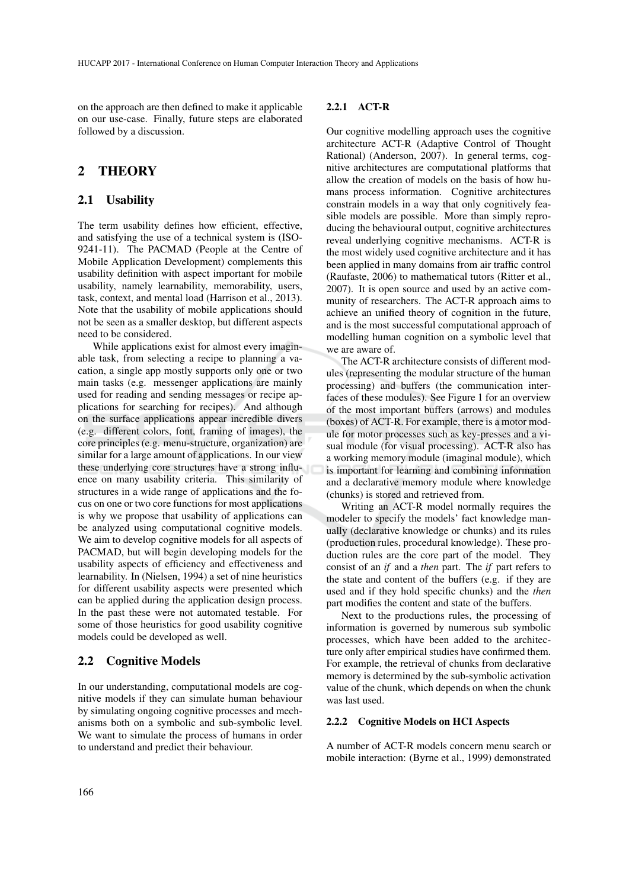on the approach are then defined to make it applicable on our use-case. Finally, future steps are elaborated followed by a discussion.

## 2 THEORY

### 2.1 Usability

The term usability defines how efficient, effective, and satisfying the use of a technical system is (ISO-9241-11). The PACMAD (People at the Centre of Mobile Application Development) complements this usability definition with aspect important for mobile usability, namely learnability, memorability, users, task, context, and mental load (Harrison et al., 2013). Note that the usability of mobile applications should not be seen as a smaller desktop, but different aspects need to be considered.

While applications exist for almost every imaginable task, from selecting a recipe to planning a vacation, a single app mostly supports only one or two main tasks (e.g. messenger applications are mainly used for reading and sending messages or recipe applications for searching for recipes). And although on the surface applications appear incredible divers (e.g. different colors, font, framing of images), the core principles (e.g. menu-structure, organization) are similar for a large amount of applications. In our view these underlying core structures have a strong influence on many usability criteria. This similarity of structures in a wide range of applications and the focus on one or two core functions for most applications is why we propose that usability of applications can be analyzed using computational cognitive models. We aim to develop cognitive models for all aspects of PACMAD, but will begin developing models for the usability aspects of efficiency and effectiveness and learnability. In (Nielsen, 1994) a set of nine heuristics for different usability aspects were presented which can be applied during the application design process. In the past these were not automated testable. For some of those heuristics for good usability cognitive models could be developed as well.

### 2.2 Cognitive Models

In our understanding, computational models are cognitive models if they can simulate human behaviour by simulating ongoing cognitive processes and mechanisms both on a symbolic and sub-symbolic level. We want to simulate the process of humans in order to understand and predict their behaviour.

#### 2.2.1 ACT-R

Our cognitive modelling approach uses the cognitive architecture ACT-R (Adaptive Control of Thought Rational) (Anderson, 2007). In general terms, cognitive architectures are computational platforms that allow the creation of models on the basis of how humans process information. Cognitive architectures constrain models in a way that only cognitively feasible models are possible. More than simply reproducing the behavioural output, cognitive architectures reveal underlying cognitive mechanisms. ACT-R is the most widely used cognitive architecture and it has been applied in many domains from air traffic control (Raufaste, 2006) to mathematical tutors (Ritter et al., 2007). It is open source and used by an active community of researchers. The ACT-R approach aims to achieve an unified theory of cognition in the future, and is the most successful computational approach of modelling human cognition on a symbolic level that we are aware of.

The ACT-R architecture consists of different modules (representing the modular structure of the human processing) and buffers (the communication interfaces of these modules). See Figure 1 for an overview of the most important buffers (arrows) and modules (boxes) of ACT-R. For example, there is a motor module for motor processes such as key-presses and a visual module (for visual processing). ACT-R also has a working memory module (imaginal module), which is important for learning and combining information and a declarative memory module where knowledge (chunks) is stored and retrieved from.

Writing an ACT-R model normally requires the modeler to specify the models' fact knowledge manually (declarative knowledge or chunks) and its rules (production rules, procedural knowledge). These production rules are the core part of the model. They consist of an *if* and a *then* part. The *if* part refers to the state and content of the buffers (e.g. if they are used and if they hold specific chunks) and the *then* part modifies the content and state of the buffers.

Next to the productions rules, the processing of information is governed by numerous sub symbolic processes, which have been added to the architecture only after empirical studies have confirmed them. For example, the retrieval of chunks from declarative memory is determined by the sub-symbolic activation value of the chunk, which depends on when the chunk was last used.

#### 2.2.2 Cognitive Models on HCI Aspects

A number of ACT-R models concern menu search or mobile interaction: (Byrne et al., 1999) demonstrated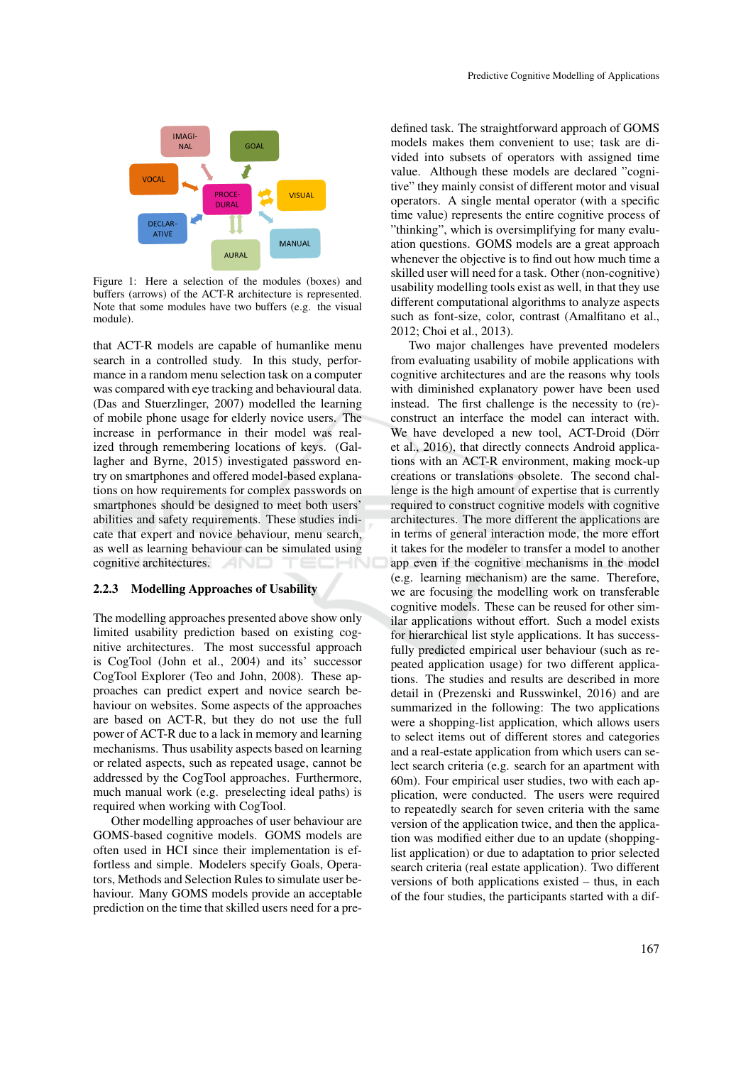Figure 1: Here a selection of the modules (boxes) and buffers (arrows) of the ACT-R architecture is represented. Note that some modules have two buffers (e.g. the visual module).

that ACT-R models are capable of humanlike menu search in a controlled study. In this study, performance in a random menu selection task on a computer was compared with eye tracking and behavioural data. (Das and Stuerzlinger, 2007) modelled the learning of mobile phone usage for elderly novice users. The increase in performance in their model was realized through remembering locations of keys. (Gallagher and Byrne, 2015) investigated password entry on smartphones and offered model-based explanations on how requirements for complex passwords on smartphones should be designed to meet both users' abilities and safety requirements. These studies indicate that expert and novice behaviour, menu search, as well as learning behaviour can be simulated using cognitive architectures.

### 2.2.3 Modelling Approaches of Usability

The modelling approaches presented above show only limited usability prediction based on existing cognitive architectures. The most successful approach is CogTool (John et al., 2004) and its' successor CogTool Explorer (Teo and John, 2008). These approaches can predict expert and novice search behaviour on websites. Some aspects of the approaches are based on ACT-R, but they do not use the full power of ACT-R due to a lack in memory and learning mechanisms. Thus usability aspects based on learning or related aspects, such as repeated usage, cannot be addressed by the CogTool approaches. Furthermore, much manual work (e.g. preselecting ideal paths) is required when working with CogTool.

Other modelling approaches of user behaviour are GOMS-based cognitive models. GOMS models are often used in HCI since their implementation is effortless and simple. Modelers specify Goals, Operators, Methods and Selection Rules to simulate user behaviour. Many GOMS models provide an acceptable prediction on the time that skilled users need for a predefined task. The straightforward approach of GOMS models makes them convenient to use; task are divided into subsets of operators with assigned time value. Although these models are declared "cognitive" they mainly consist of different motor and visual operators. A single mental operator (with a specific time value) represents the entire cognitive process of "thinking", which is oversimplifying for many evaluation questions. GOMS models are a great approach whenever the objective is to find out how much time a skilled user will need for a task. Other (non-cognitive) usability modelling tools exist as well, in that they use different computational algorithms to analyze aspects such as font-size, color, contrast (Amalfitano et al., 2012; Choi et al., 2013).

Two major challenges have prevented modelers from evaluating usability of mobile applications with cognitive architectures and are the reasons why tools with diminished explanatory power have been used instead. The first challenge is the necessity to (re)-construct an interface the model can interact with. We have developed a new tool, ACT-Droid (Dörr et al., 2016), that directly connects Android applications with an ACT-R environment, making mock-up creations or translations obsolete. The second challenge is the high amount of expertise that is currently required to construct cognitive models with cognitive architectures. The more different the applications are in terms of general interaction mode, the more effort it takes for the modeler to transfer a model to another app even if the cognitive mechanisms in the model (e.g. learning mechanism) are the same. Therefore, we are focusing the modelling work on transferable cognitive models. These can be reused for other similar applications without effort. Such a model exists for hierarchical list style applications. It has successfully predicted empirical user behaviour (such as repeated application usage) for two different applications. The studies and results are described in more detail in (Prezenski and Russwinkel, 2016) and are summarized in the following: The two applications were a shopping-list application, which allows users to select items out of different stores and categories and a real-estate application from which users can select search criteria (e.g. search for an apartment with 60m). Four empirical user studies, two with each application, were conducted. The users were required to repeatedly search for seven criteria with the same version of the application twice, and then the application was modified either due to an update (shopping-list application) or due to adaptation to prior selected search criteria (real estate application). Two different versions of both applications existed – thus, in each of the four studies, the participants started with a dif-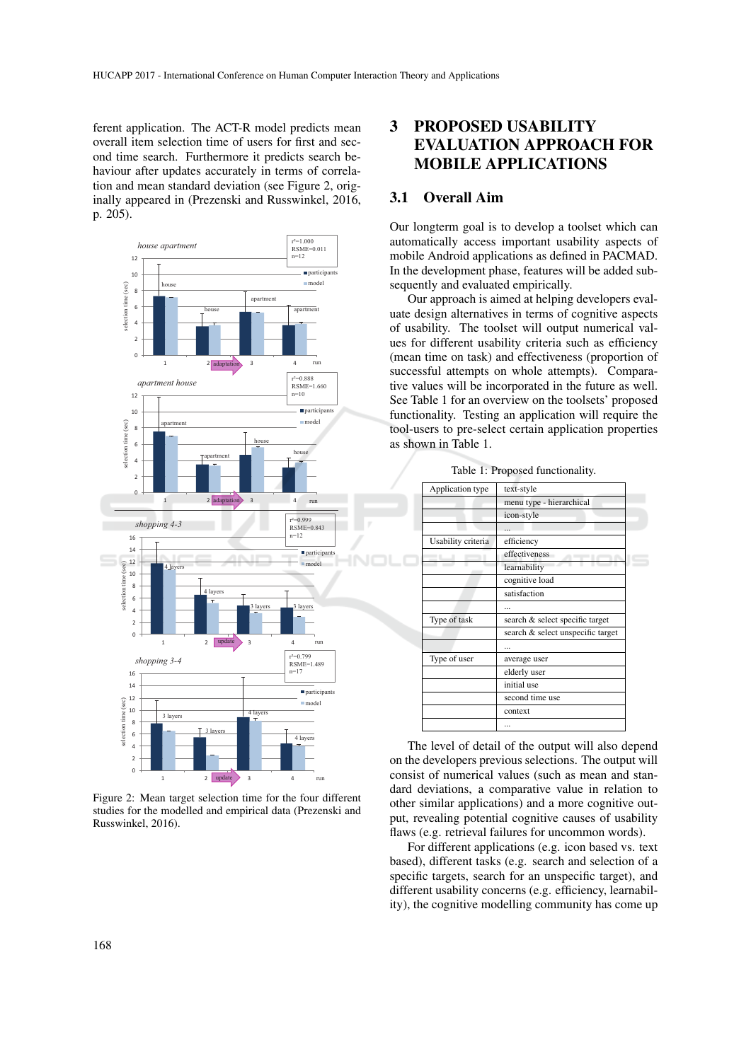ferent application. The ACT-R model predicts mean overall item selection time of users for first and second time search. Furthermore it predicts search behaviour after updates accurately in terms of correlation and mean standard deviation (see Figure 2, originally appeared in (Prezenski and Russwinkel, 2016, p. 205).

Figure 2: Mean target selection time for the four different studies for the modelled and empirical data (Prezenski and Russwinkel, 2016).

# 3 PROPOSED USABILITY EVALUATION APPROACH FOR MOBILE APPLICATIONS

## 3.1 Overall Aim

Our longterm goal is to develop a toolset which can automatically access important usability aspects of mobile Android applications as defined in PACMAD. In the development phase, features will be added subsequently and evaluated empirically.

Our approach is aimed at helping developers evaluate design alternatives in terms of cognitive aspects of usability. The toolset will output numerical values for different usability criteria such as efficiency (mean time on task) and effectiveness (proportion of successful attempts on whole attempts). Comparative values will be incorporated in the future as well. See Table 1 for an overview on the toolsets' proposed functionality. Testing an application will require the tool-users to pre-select certain application properties as shown in Table 1.

Table 1: Proposed functionality.

| Application type | text-style |
|---|---|
| | menu type - hierarchical |
| | icon-style |
| | ... |
| Usability criteria | efficiency |
| | effectiveness |
| | learnability |
| | cognitive load |
| | satisfaction |
| | ... |
| Type of task | search & select specific target |
| | search & select unspecific target |
| | ... |
| Type of user | average user |
| | elderly user |
| | initial use |
| | second time use |
| | context |
| | ... |

The level of detail of the output will also depend on the developers previous selections. The output will consist of numerical values (such as mean and standard deviations, a comparative value in relation to other similar applications) and a more cognitive output, revealing potential cognitive causes of usability flaws (e.g. retrieval failures for uncommon words).

For different applications (e.g. icon based vs. text based), different tasks (e.g. search and selection of a specific targets, search for an unspecific target), and different usability concerns (e.g. efficiency, learnability), the cognitive modelling community has come up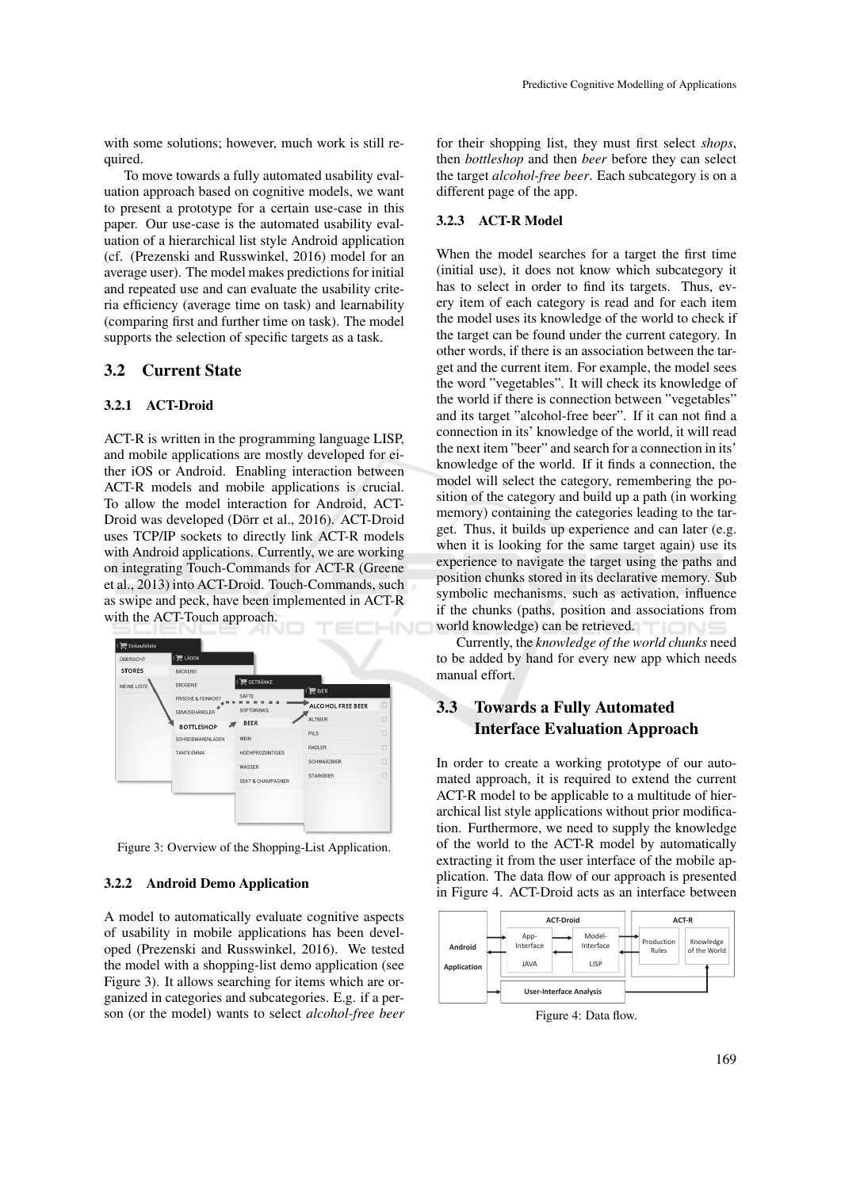with some solutions; however, much work is still required.

To move towards a fully automated usability evaluation approach based on cognitive models, we want to present a prototype for a certain use-case in this paper. Our use-case is the automated usability evaluation of a hierarchical list style Android application (cf. (Prezenski and Russwinkel, 2016) model for an average user). The model makes predictions for initial and repeated use and can evaluate the usability criteria efficiency (average time on task) and learnability (comparing first and further time on task). The model supports the selection of specific targets as a task.

## 3.2 Current State

### 3.2.1 ACT-Droid

ACT-R is written in the programming language LISP, and mobile applications are mostly developed for either iOS or Android. Enabling interaction between ACT-R models and mobile applications is crucial. To allow the model interaction for Android, ACT-Droid was developed (Dörr et al., 2016). ACT-Droid uses TCP/IP sockets to directly link ACT-R models with Android applications. Currently, we are working on integrating Touch-Commands for ACT-R (Greene et al., 2013) into ACT-Droid. Touch-Commands, such as swipe and peck, have been implemented in ACT-R with the ACT-Touch approach.

Figure 3: Overview of the Shopping-List Application.

### 3.2.2 Android Demo Application

A model to automatically evaluate cognitive aspects of usability in mobile applications has been developed (Prezenski and Russwinkel, 2016). We tested the model with a shopping-list demo application (see Figure 3). It allows searching for items which are organized in categories and subcategories. E.g. if a person (or the model) wants to select *alcohol-free beer* for their shopping list, they must first select *shops*, then *bottleshop* and then *beer* before they can select the target *alcohol-free beer*. Each subcategory is on a different page of the app.

### 3.2.3 ACT-R Model

When the model searches for a target the first time (initial use), it does not know which subcategory it has to select in order to find its targets. Thus, every item of each category is read and for each item the model uses its knowledge of the world to check if the target can be found under the current category. In other words, if there is an association between the target and the current item. For example, the model sees the word "vegetables". It will check its knowledge of the world if there is connection between "vegetables" and its target "alcohol-free beer". If it can not find a connection in its' knowledge of the world, it will read the next item "beer" and search for a connection in its' knowledge of the world. If it finds a connection, the model will select the category, remembering the position of the category and build up a path (in working memory) containing the categories leading to the target. Thus, it builds up experience and can later (e.g. when it is looking for the same target again) use its experience to navigate the target using the paths and position chunks stored in its declarative memory. Sub symbolic mechanisms, such as activation, influence if the chunks (paths, position and associations from world knowledge) can be retrieved.

Currently, the *knowledge of the world chunks* need to be added by hand for every new app which needs manual effort.

## 3.3 Towards a Fully Automated Interface Evaluation Approach

In order to create a working prototype of our automated approach, it is required to extend the current ACT-R model to be applicable to a multitude of hierarchical list style applications without prior modification. Furthermore, we need to supply the knowledge of the world to the ACT-R model by automatically extracting it from the user interface of the mobile application. The data flow of our approach is presented in Figure 4. ACT-Droid acts as an interface between

Figure 4: Data flow.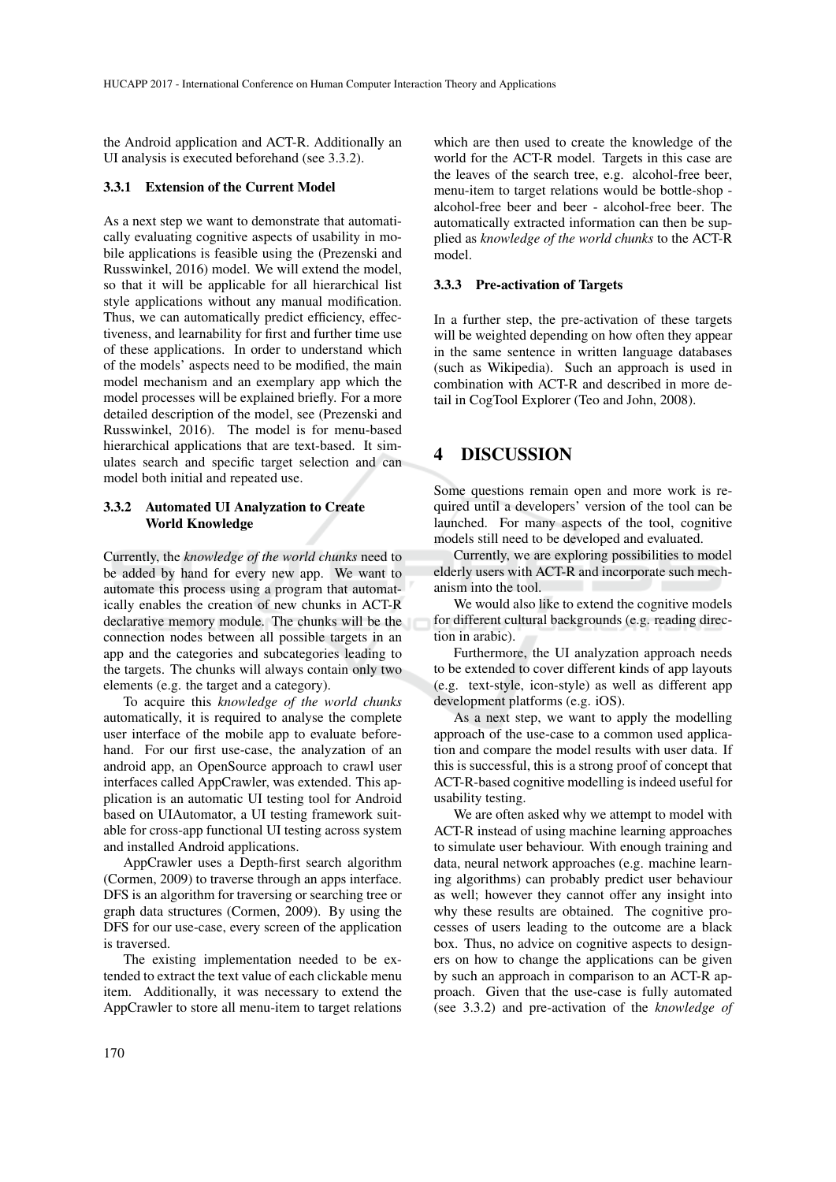the Android application and ACT-R. Additionally an UI analysis is executed beforehand (see 3.3.2).

### 3.3.1 Extension of the Current Model

As a next step we want to demonstrate that automatically evaluating cognitive aspects of usability in mobile applications is feasible using the (Prezenski and Russwinkel, 2016) model. We will extend the model, so that it will be applicable for all hierarchical list style applications without any manual modification. Thus, we can automatically predict efficiency, effectiveness, and learnability for first and further time use of these applications. In order to understand which of the models' aspects need to be modified, the main model mechanism and an exemplary app which the model processes will be explained briefly. For a more detailed description of the model, see (Prezenski and Russwinkel, 2016). The model is for menu-based hierarchical applications that are text-based. It simulates search and specific target selection and can model both initial and repeated use.

### 3.3.2 Automated UI Analyzation to Create World Knowledge

Currently, the *knowledge of the world chunks* need to be added by hand for every new app. We want to automate this process using a program that automatically enables the creation of new chunks in ACT-R declarative memory module. The chunks will be the connection nodes between all possible targets in an app and the categories and subcategories leading to the targets. The chunks will always contain only two elements (e.g. the target and a category).

To acquire this *knowledge of the world chunks* automatically, it is required to analyse the complete user interface of the mobile app to evaluate beforehand. For our first use-case, the analyzation of an android app, an OpenSource approach to crawl user interfaces called AppCrawler, was extended. This application is an automatic UI testing tool for Android based on UIAutomator, a UI testing framework suitable for cross-app functional UI testing across system and installed Android applications.

AppCrawler uses a Depth-first search algorithm (Cormen, 2009) to traverse through an apps interface. DFS is an algorithm for traversing or searching tree or graph data structures (Cormen, 2009). By using the DFS for our use-case, every screen of the application is traversed.

The existing implementation needed to be extended to extract the text value of each clickable menu item. Additionally, it was necessary to extend the AppCrawler to store all menu-item to target relations which are then used to create the knowledge of the world for the ACT-R model. Targets in this case are the leaves of the search tree, e.g. alcohol-free beer, menu-item to target relations would be bottle-shop - alcohol-free beer and beer - alcohol-free beer. The automatically extracted information can then be supplied as *knowledge of the world chunks* to the ACT-R model.

### 3.3.3 Pre-activation of Targets

In a further step, the pre-activation of these targets will be weighted depending on how often they appear in the same sentence in written language databases (such as Wikipedia). Such an approach is used in combination with ACT-R and described in more detail in CogTool Explorer (Teo and John, 2008).

## 4 DISCUSSION

Some questions remain open and more work is required until a developers' version of the tool can be launched. For many aspects of the tool, cognitive models still need to be developed and evaluated.

Currently, we are exploring possibilities to model elderly users with ACT-R and incorporate such mechanism into the tool.

We would also like to extend the cognitive models for different cultural backgrounds (e.g. reading direction in arabic).

Furthermore, the UI analyzation approach needs to be extended to cover different kinds of app layouts (e.g. text-style, icon-style) as well as different app development platforms (e.g. iOS).

As a next step, we want to apply the modelling approach of the use-case to a common used application and compare the model results with user data. If this is successful, this is a strong proof of concept that ACT-R-based cognitive modelling is indeed useful for usability testing.

We are often asked why we attempt to model with ACT-R instead of using machine learning approaches to simulate user behaviour. With enough training and data, neural network approaches (e.g. machine learning algorithms) can probably predict user behaviour as well; however they cannot offer any insight into why these results are obtained. The cognitive processes of users leading to the outcome are a black box. Thus, no advice on cognitive aspects to designers on how to change the applications can be given by such an approach in comparison to an ACT-R approach. Given that the use-case is fully automated (see 3.3.2) and pre-activation of the *knowledge of*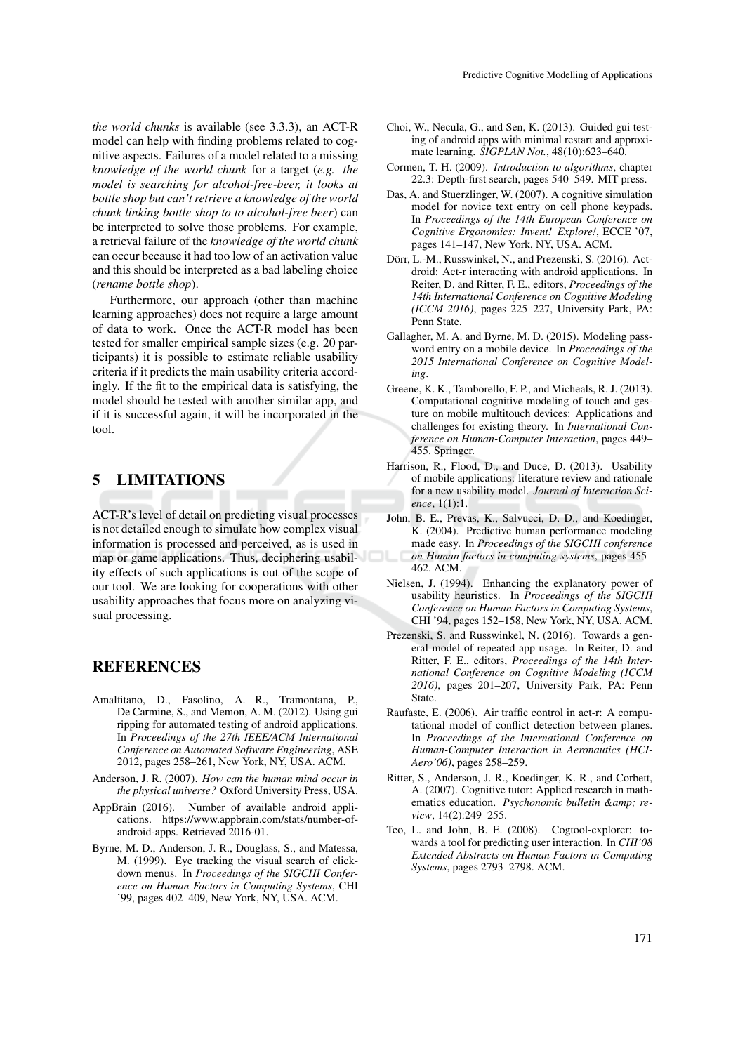*the world chunks* is available (see 3.3.3), an ACT-R model can help with finding problems related to cognitive aspects. Failures of a model related to a missing *knowledge of the world chunk* for a target (*e.g. the model is searching for alcohol-free-beer, it looks at bottle shop but can't retrieve a knowledge of the world chunk linking bottle shop to to alcohol-free beer*) can be interpreted to solve those problems. For example, a retrieval failure of the *knowledge of the world chunk* can occur because it had too low of an activation value and this should be interpreted as a bad labeling choice (*rename bottle shop*).

Furthermore, our approach (other than machine learning approaches) does not require a large amount of data to work. Once the ACT-R model has been tested for smaller empirical sample sizes (e.g. 20 participants) it is possible to estimate reliable usability criteria if it predicts the main usability criteria accordingly. If the fit to the empirical data is satisfying, the model should be tested with another similar app, and if it is successful again, it will be incorporated in the tool.

## 5 LIMITATIONS

ACT-R's level of detail on predicting visual processes is not detailed enough to simulate how complex visual information is processed and perceived, as is used in map or game applications. Thus, deciphering usability effects of such applications is out of the scope of our tool. We are looking for cooperations with other usability approaches that focus more on analyzing visual processing.

## REFERENCES

Amalfitano, D., Fasolino, A. R., Tramontana, P., De Carmine, S., and Memon, A. M. (2012). Using gui ripping for automated testing of android applications. In *Proceedings of the 27th IEEE/ACM International Conference on Automated Software Engineering*, ASE 2012, pages 258–261, New York, NY, USA. ACM.

Anderson, J. R. (2007). *How can the human mind occur in the physical universe?* Oxford University Press, USA.

AppBrain (2016). Number of available android applications. https://www.appbrain.com/stats/number-of-android-apps. Retrieved 2016-01.

Byrne, M. D., Anderson, J. R., Douglass, S., and Matessa, M. (1999). Eye tracking the visual search of click-down menus. In *Proceedings of the SIGCHI Conference on Human Factors in Computing Systems*, CHI '99, pages 402–409, New York, NY, USA. ACM.

Choi, W., Necula, G., and Sen, K. (2013). Guided gui testing of android apps with minimal restart and approximate learning. *SIGPLAN Not.*, 48(10):623–640.

Cormen, T. H. (2009). *Introduction to algorithms*, chapter 22.3: Depth-first search, pages 540–549. MIT press.

Das, A. and Stuerzlinger, W. (2007). A cognitive simulation model for novice text entry on cell phone keypads. In *Proceedings of the 14th European Conference on Cognitive Ergonomics: Invent! Explore!*, ECCE '07, pages 141–147, New York, NY, USA. ACM.

Dörr, L.-M., Russwinkel, N., and Prezenski, S. (2016). Act-droid: Act-r interacting with android applications. In Reiter, D. and Ritter, F. E., editors, *Proceedings of the 14th International Conference on Cognitive Modeling (ICCM 2016)*, pages 225–227, University Park, PA: Penn State.

Gallagher, M. A. and Byrne, M. D. (2015). Modeling password entry on a mobile device. In *Proceedings of the 2015 International Conference on Cognitive Modeling*.

Greene, K. K., Tamborello, F. P., and Micheals, R. J. (2013). Computational cognitive modeling of touch and gesture on mobile multitouch devices: Applications and challenges for existing theory. In *International Conference on Human-Computer Interaction*, pages 449–455. Springer.

Harrison, R., Flood, D., and Duce, D. (2013). Usability of mobile applications: literature review and rationale for a new usability model. *Journal of Interaction Science*, 1(1):1.

John, B. E., Prevas, K., Salvucci, D. D., and Koedinger, K. (2004). Predictive human performance modeling made easy. In *Proceedings of the SIGCHI conference on Human factors in computing systems*, pages 455–462. ACM.

Nielsen, J. (1994). Enhancing the explanatory power of usability heuristics. In *Proceedings of the SIGCHI Conference on Human Factors in Computing Systems*, CHI '94, pages 152–158, New York, NY, USA. ACM.

Prezenski, S. and Russwinkel, N. (2016). Towards a general model of repeated app usage. In Reiter, D. and Ritter, F. E., editors, *Proceedings of the 14th International Conference on Cognitive Modeling (ICCM 2016)*, pages 201–207, University Park, PA: Penn State.

Raufaste, E. (2006). Air traffic control in act-r: A computational model of conflict detection between planes. In *Proceedings of the International Conference on Human-Computer Interaction in Aeronautics (HCI-Aero'06)*, pages 258–259.

Ritter, S., Anderson, J. R., Koedinger, K. R., and Corbett, A. (2007). Cognitive tutor: Applied research in mathematics education. *Psychonomic bulletin &amp; review*, 14(2):249–255.

Teo, L. and John, B. E. (2008). Cogtool-explorer: towards a tool for predicting user interaction. In *CHI'08 Extended Abstracts on Human Factors in Computing Systems*, pages 2793–2798. ACM.